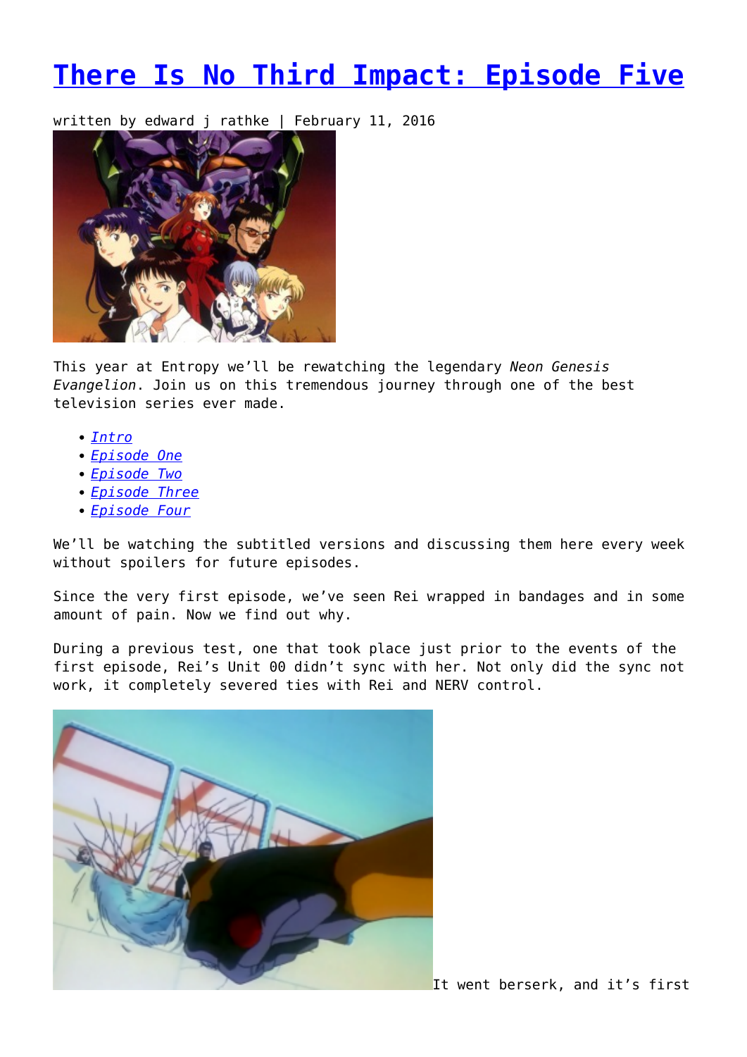# There Is No Third Impact: Episode Five

written by edward j rathke | February 11, 2016

This year at Entropy we'll be rewatching the legendary *Neon Genesis Evangelion*. Join us on this tremendous journey through one of the best television series ever made.

- *Intro*
- *Episode One*
- *Episode Two*
- *Episode Three*
- *Episode Four*

We'll be watching the subtitled versions and discussing them here every week without spoilers for future episodes.

Since the very first episode, we've seen Rei wrapped in bandages and in some amount of pain. Now we find out why.

During a previous test, one that took place just prior to the events of the first episode, Rei's Unit 00 didn't sync with her. Not only did the sync not work, it completely severed ties with Rei and NERV control.

It went berserk, and it's first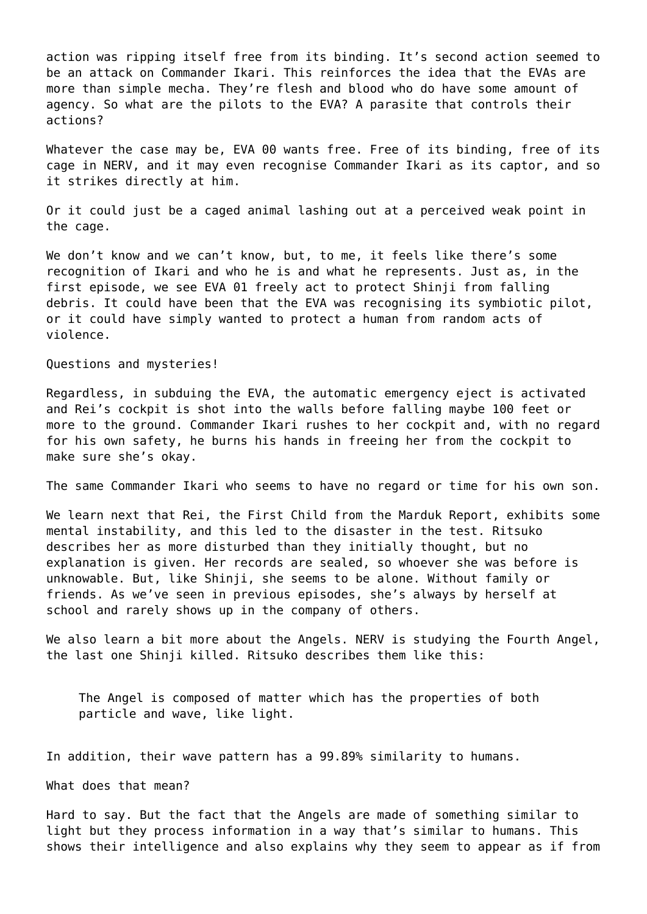action was ripping itself free from its binding. It's second action seemed to be an attack on Commander Ikari. This reinforces the idea that the EVAs are more than simple mecha. They're flesh and blood who do have some amount of agency. So what are the pilots to the EVA? A parasite that controls their actions?

Whatever the case may be, EVA 00 wants free. Free of its binding, free of its cage in NERV, and it may even recognise Commander Ikari as its captor, and so it strikes directly at him.

Or it could just be a caged animal lashing out at a perceived weak point in the cage.

We don't know and we can't know, but, to me, it feels like there's some recognition of Ikari and who he is and what he represents. Just as, in the first episode, we see EVA 01 freely act to protect Shinji from falling debris. It could have been that the EVA was recognising its symbiotic pilot, or it could have simply wanted to protect a human from random acts of violence.

Questions and mysteries!

Regardless, in subduing the EVA, the automatic emergency eject is activated and Rei's cockpit is shot into the walls before falling maybe 100 feet or more to the ground. Commander Ikari rushes to her cockpit and, with no regard for his own safety, he burns his hands in freeing her from the cockpit to make sure she's okay.

The same Commander Ikari who seems to have no regard or time for his own son.

We learn next that Rei, the First Child from the Marduk Report, exhibits some mental instability, and this led to the disaster in the test. Ritsuko describes her as more disturbed than they initially thought, but no explanation is given. Her records are sealed, so whoever she was before is unknowable. But, like Shinji, she seems to be alone. Without family or friends. As we've seen in previous episodes, she's always by herself at school and rarely shows up in the company of others.

We also learn a bit more about the Angels. NERV is studying the Fourth Angel, the last one Shinji killed. Ritsuko describes them like this:

> The Angel is composed of matter which has the properties of both particle and wave, like light.

In addition, their wave pattern has a 99.89% similarity to humans.

What does that mean?

Hard to say. But the fact that the Angels are made of something similar to light but they process information in a way that's similar to humans. This shows their intelligence and also explains why they seem to appear as if from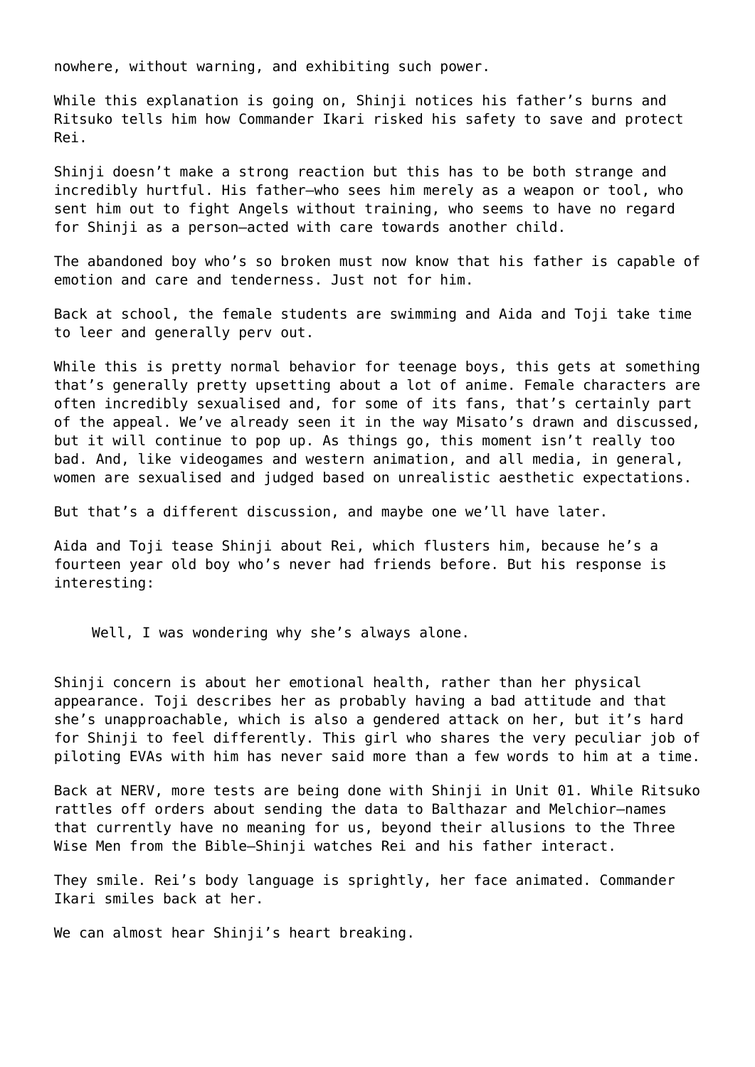nowhere, without warning, and exhibiting such power.

While this explanation is going on, Shinji notices his father's burns and Ritsuko tells him how Commander Ikari risked his safety to save and protect Rei.

Shinji doesn't make a strong reaction but this has to be both strange and incredibly hurtful. His father—who sees him merely as a weapon or tool, who sent him out to fight Angels without training, who seems to have no regard for Shinji as a person—acted with care towards another child.

The abandoned boy who's so broken must now know that his father is capable of emotion and care and tenderness. Just not for him.

Back at school, the female students are swimming and Aida and Toji take time to leer and generally perv out.

While this is pretty normal behavior for teenage boys, this gets at something that's generally pretty upsetting about a lot of anime. Female characters are often incredibly sexualised and, for some of its fans, that's certainly part of the appeal. We've already seen it in the way Misato's drawn and discussed, but it will continue to pop up. As things go, this moment isn't really too bad. And, like videogames and western animation, and all media, in general, women are sexualised and judged based on unrealistic aesthetic expectations.

But that's a different discussion, and maybe one we'll have later.

Aida and Toji tease Shinji about Rei, which flusters him, because he's a fourteen year old boy who's never had friends before. But his response is interesting:

> Well, I was wondering why she's always alone.

Shinji concern is about her emotional health, rather than her physical appearance. Toji describes her as probably having a bad attitude and that she's unapproachable, which is also a gendered attack on her, but it's hard for Shinji to feel differently. This girl who shares the very peculiar job of piloting EVAs with him has never said more than a few words to him at a time.

Back at NERV, more tests are being done with Shinji in Unit 01. While Ritsuko rattles off orders about sending the data to Balthazar and Melchior—names that currently have no meaning for us, beyond their allusions to the Three Wise Men from the Bible—Shinji watches Rei and his father interact.

They smile. Rei's body language is sprightly, her face animated. Commander Ikari smiles back at her.

We can almost hear Shinji's heart breaking.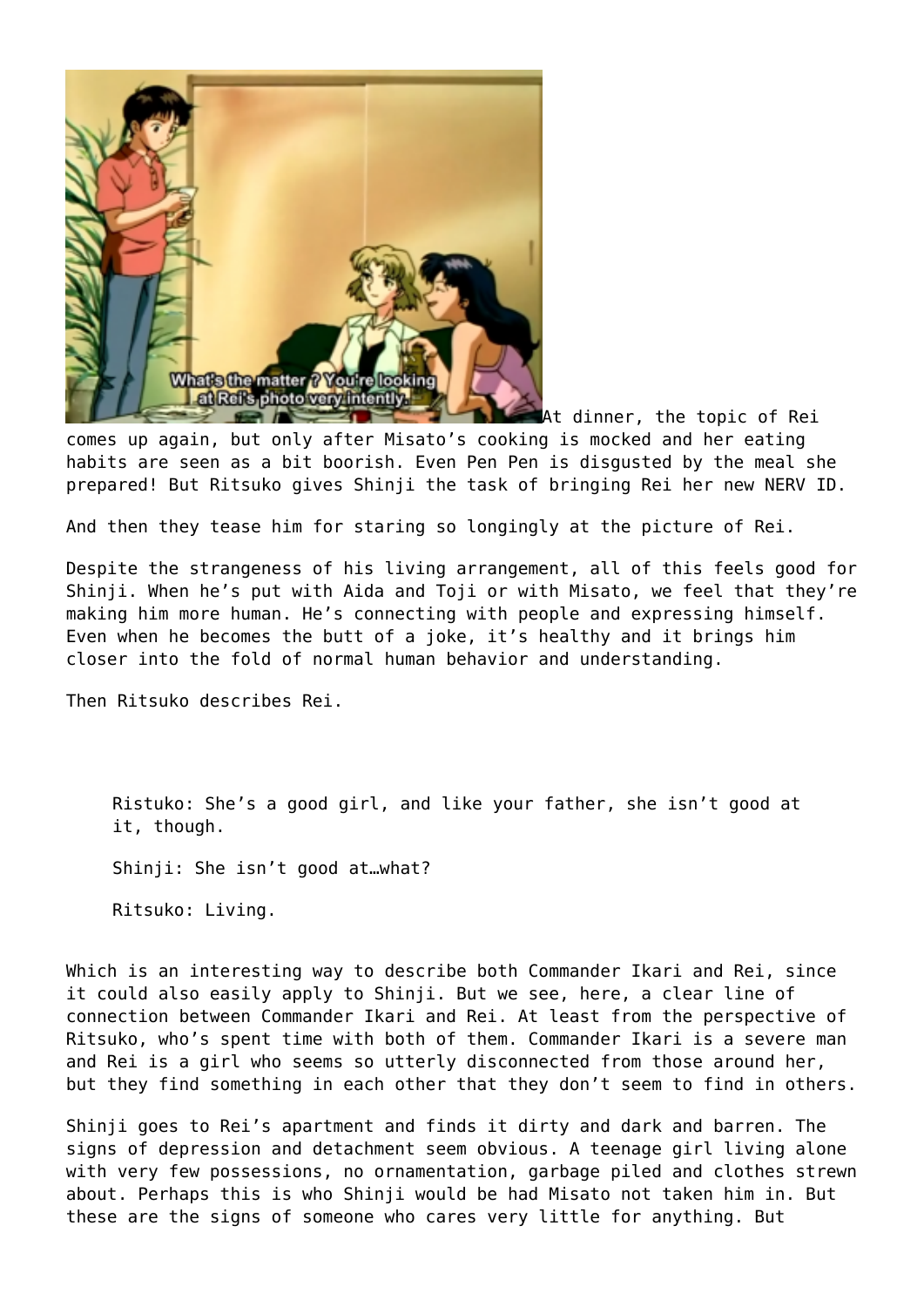At dinner, the topic of Rei comes up again, but only after Misato's cooking is mocked and her eating habits are seen as a bit boorish. Even Pen Pen is disgusted by the meal she prepared! But Ritsuko gives Shinji the task of bringing Rei her new NERV ID.

And then they tease him for staring so longingly at the picture of Rei.

Despite the strangeness of his living arrangement, all of this feels good for Shinji. When he's put with Aida and Toji or with Misato, we feel that they're making him more human. He's connecting with people and expressing himself. Even when he becomes the butt of a joke, it's healthy and it brings him closer into the fold of normal human behavior and understanding.

Then Ritsuko describes Rei.

> Ristuko: She's a good girl, and like your father, she isn't good at it, though.
>
> Shinji: She isn't good at…what?
>
> Ritsuko: Living.

Which is an interesting way to describe both Commander Ikari and Rei, since it could also easily apply to Shinji. But we see, here, a clear line of connection between Commander Ikari and Rei. At least from the perspective of Ritsuko, who's spent time with both of them. Commander Ikari is a severe man and Rei is a girl who seems so utterly disconnected from those around her, but they find something in each other that they don't seem to find in others.

Shinji goes to Rei's apartment and finds it dirty and dark and barren. The signs of depression and detachment seem obvious. A teenage girl living alone with very few possessions, no ornamentation, garbage piled and clothes strewn about. Perhaps this is who Shinji would be had Misato not taken him in. But these are the signs of someone who cares very little for anything. But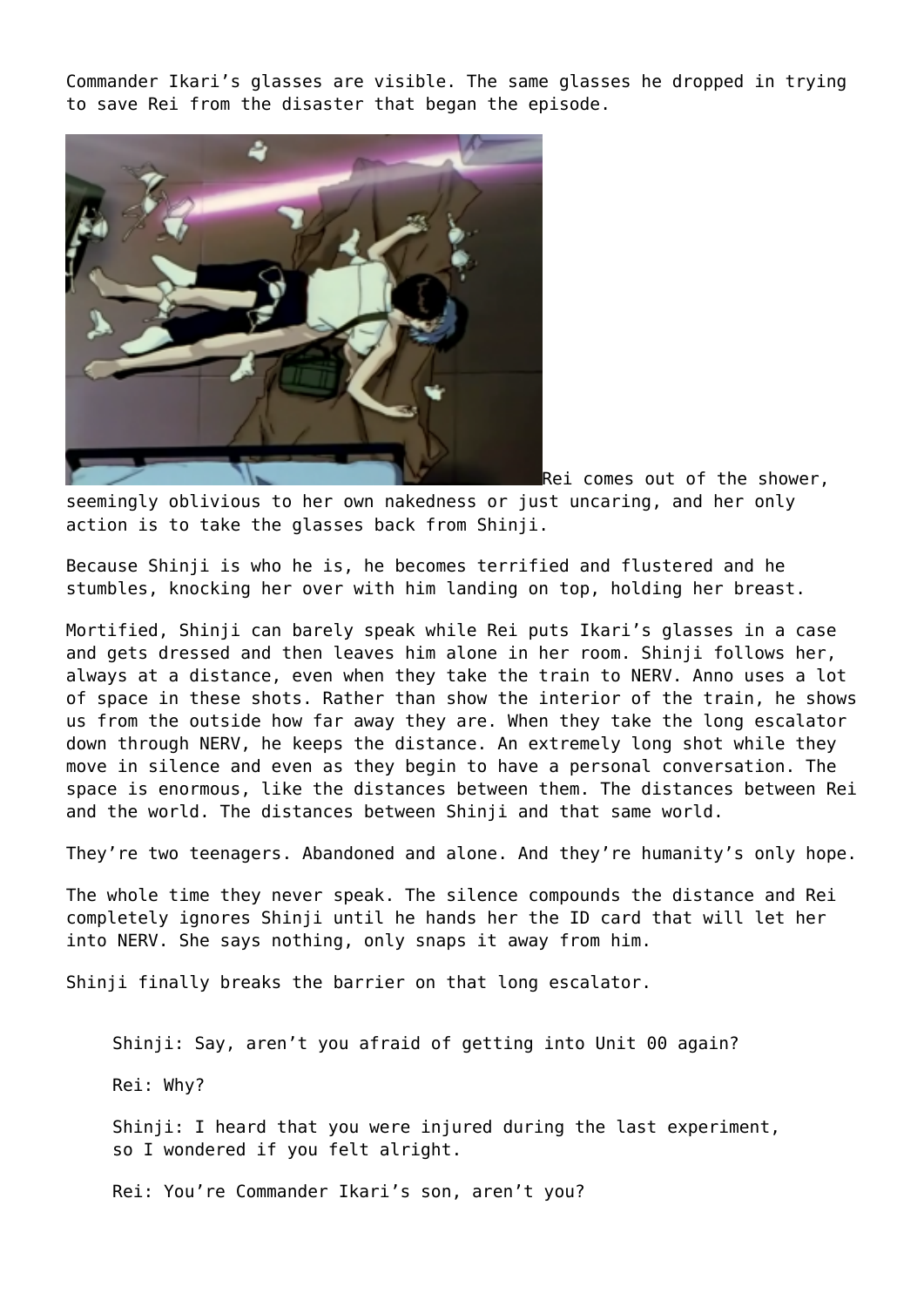Commander Ikari's glasses are visible. The same glasses he dropped in trying to save Rei from the disaster that began the episode.

Rei comes out of the shower, seemingly oblivious to her own nakedness or just uncaring, and her only action is to take the glasses back from Shinji.

Because Shinji is who he is, he becomes terrified and flustered and he stumbles, knocking her over with him landing on top, holding her breast.

Mortified, Shinji can barely speak while Rei puts Ikari's glasses in a case and gets dressed and then leaves him alone in her room. Shinji follows her, always at a distance, even when they take the train to NERV. Anno uses a lot of space in these shots. Rather than show the interior of the train, he shows us from the outside how far away they are. When they take the long escalator down through NERV, he keeps the distance. An extremely long shot while they move in silence and even as they begin to have a personal conversation. The space is enormous, like the distances between them. The distances between Rei and the world. The distances between Shinji and that same world.

They're two teenagers. Abandoned and alone. And they're humanity's only hope.

The whole time they never speak. The silence compounds the distance and Rei completely ignores Shinji until he hands her the ID card that will let her into NERV. She says nothing, only snaps it away from him.

Shinji finally breaks the barrier on that long escalator.

> Shinji: Say, aren't you afraid of getting into Unit 00 again?
>
> Rei: Why?
>
> Shinji: I heard that you were injured during the last experiment, so I wondered if you felt alright.
>
> Rei: You're Commander Ikari's son, aren't you?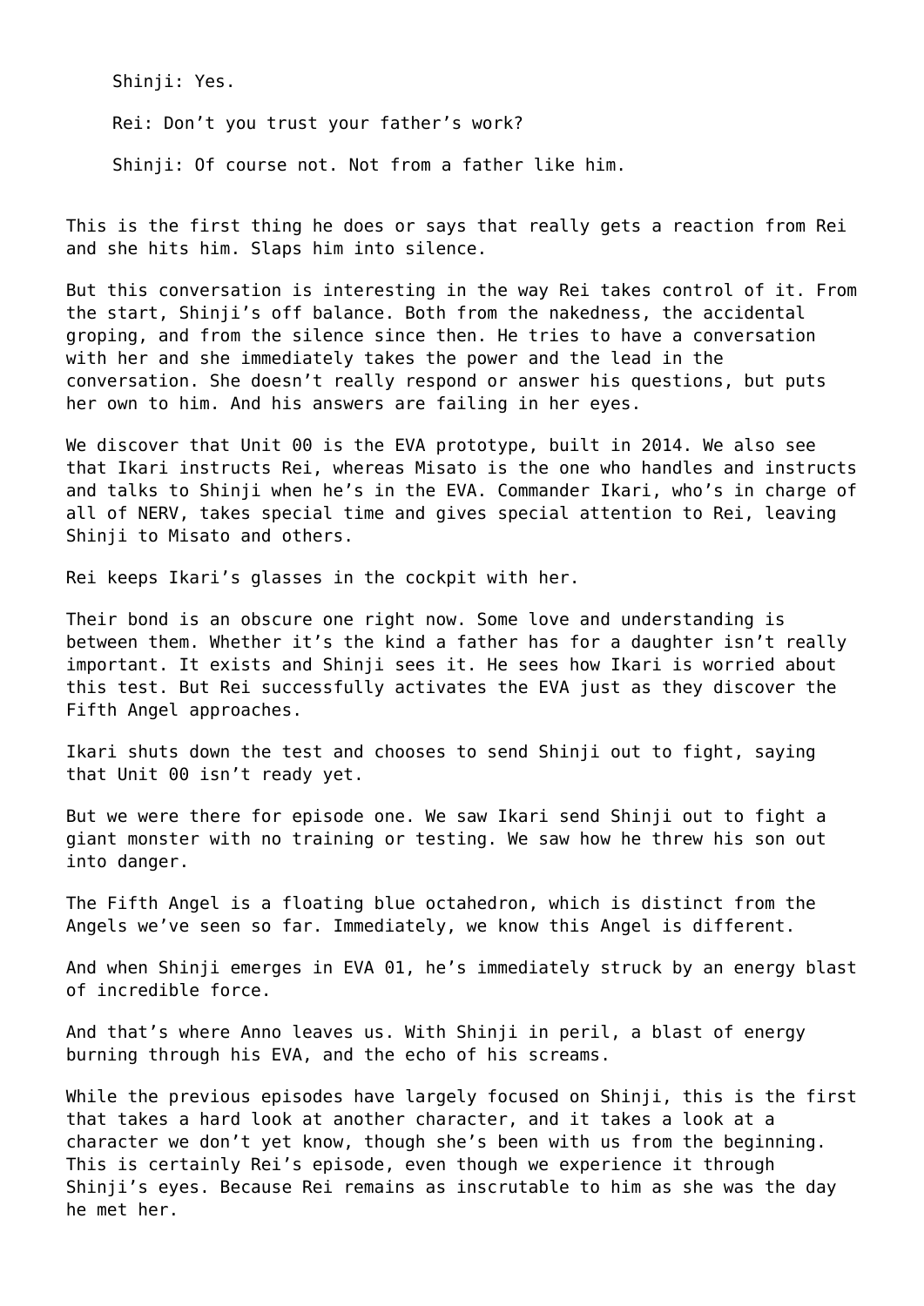Shinji: Yes.

Rei: Don’t you trust your father’s work?

Shinji: Of course not. Not from a father like him.

This is the first thing he does or says that really gets a reaction from Rei and she hits him. Slaps him into silence.

But this conversation is interesting in the way Rei takes control of it. From the start, Shinji’s off balance. Both from the nakedness, the accidental groping, and from the silence since then. He tries to have a conversation with her and she immediately takes the power and the lead in the conversation. She doesn’t really respond or answer his questions, but puts her own to him. And his answers are failing in her eyes.

We discover that Unit 00 is the EVA prototype, built in 2014. We also see that Ikari instructs Rei, whereas Misato is the one who handles and instructs and talks to Shinji when he’s in the EVA. Commander Ikari, who’s in charge of all of NERV, takes special time and gives special attention to Rei, leaving Shinji to Misato and others.

Rei keeps Ikari’s glasses in the cockpit with her.

Their bond is an obscure one right now. Some love and understanding is between them. Whether it’s the kind a father has for a daughter isn’t really important. It exists and Shinji sees it. He sees how Ikari is worried about this test. But Rei successfully activates the EVA just as they discover the Fifth Angel approaches.

Ikari shuts down the test and chooses to send Shinji out to fight, saying that Unit 00 isn’t ready yet.

But we were there for episode one. We saw Ikari send Shinji out to fight a giant monster with no training or testing. We saw how he threw his son out into danger.

The Fifth Angel is a floating blue octahedron, which is distinct from the Angels we’ve seen so far. Immediately, we know this Angel is different.

And when Shinji emerges in EVA 01, he’s immediately struck by an energy blast of incredible force.

And that’s where Anno leaves us. With Shinji in peril, a blast of energy burning through his EVA, and the echo of his screams.

While the previous episodes have largely focused on Shinji, this is the first that takes a hard look at another character, and it takes a look at a character we don’t yet know, though she’s been with us from the beginning. This is certainly Rei’s episode, even though we experience it through Shinji’s eyes. Because Rei remains as inscrutable to him as she was the day he met her.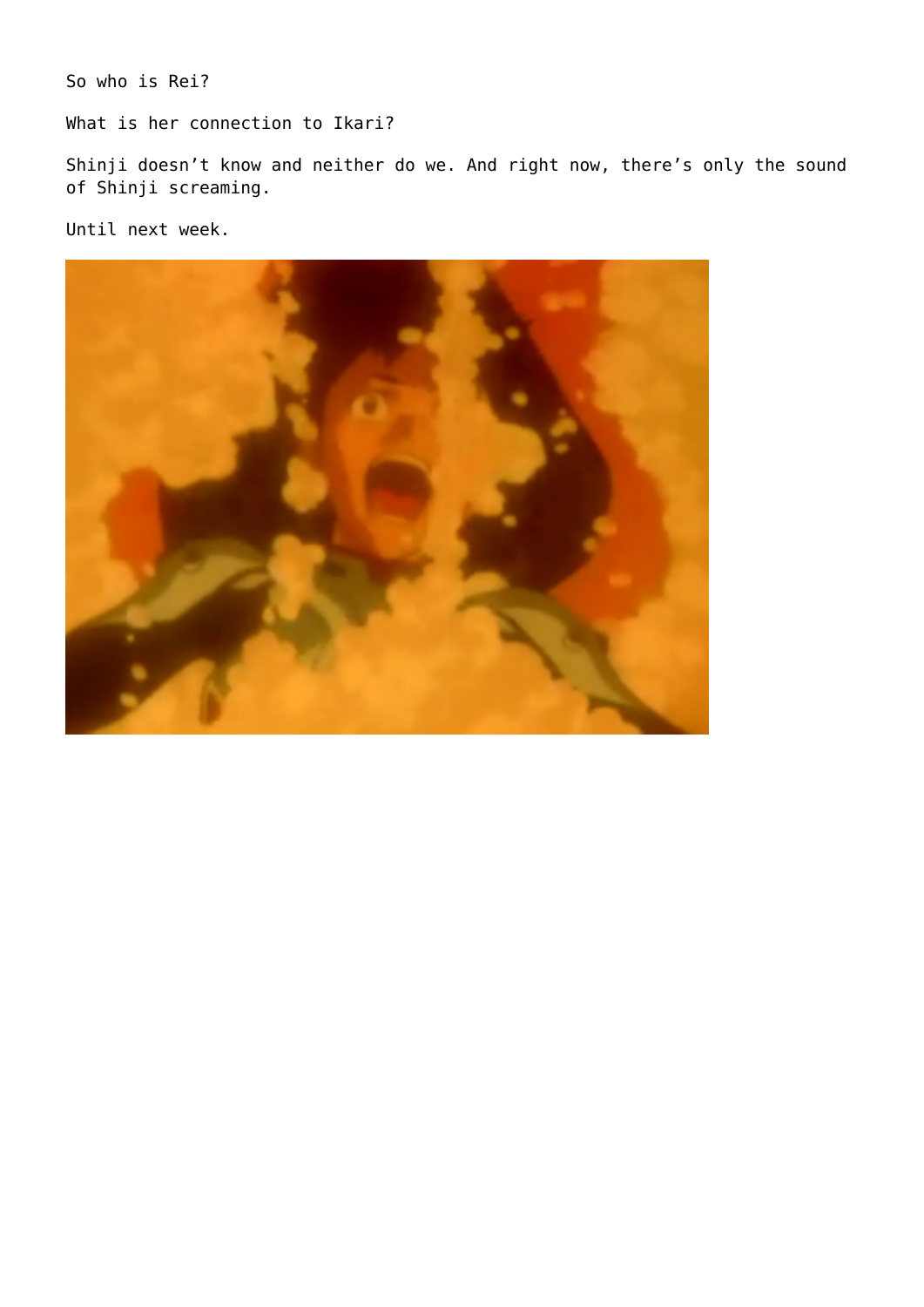So who is Rei?

What is her connection to Ikari?

Shinji doesn't know and neither do we. And right now, there's only the sound of Shinji screaming.

Until next week.